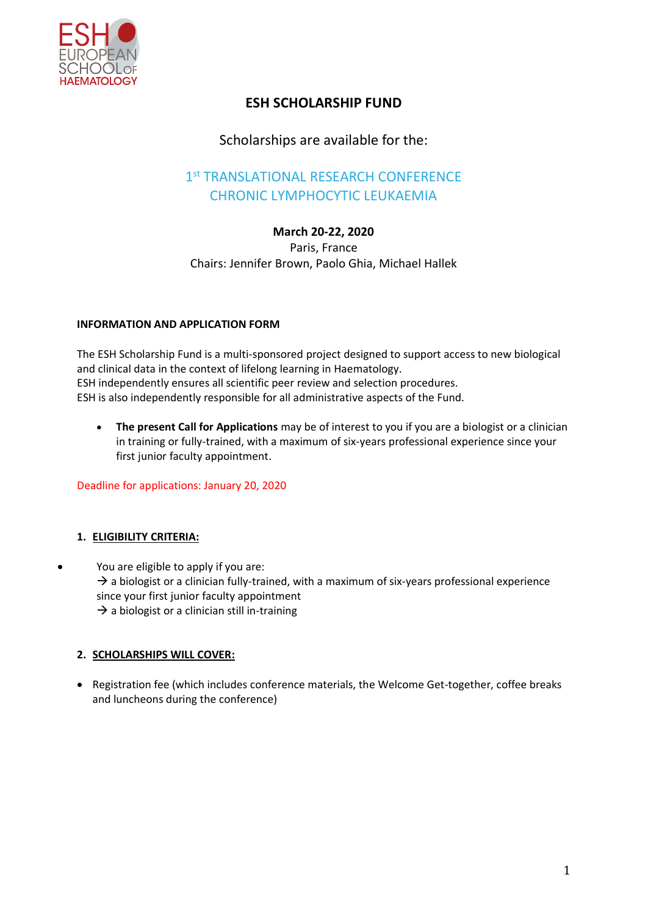ESH EUROPEAN SCHOOL OF HAEMATOLOGY

# ESH SCHOLARSHIP FUND

Scholarships are available for the:

## 1st TRANSLATIONAL RESEARCH CONFERENCE
## CHRONIC LYMPHOCYTIC LEUKAEMIA

**March 20-22, 2020**
Paris, France
Chairs: Jennifer Brown, Paolo Ghia, Michael Hallek

**INFORMATION AND APPLICATION FORM**

The ESH Scholarship Fund is a multi-sponsored project designed to support access to new biological and clinical data in the context of lifelong learning in Haematology.
ESH independently ensures all scientific peer review and selection procedures.
ESH is also independently responsible for all administrative aspects of the Fund.

- **The present Call for Applications** may be of interest to you if you are a biologist or a clinician in training or fully-trained, with a maximum of six-years professional experience since your first junior faculty appointment.

Deadline for applications: January 20, 2020

### 1. ELIGIBILITY CRITERIA:

- You are eligible to apply if you are:
  → a biologist or a clinician fully-trained, with a maximum of six-years professional experience since your first junior faculty appointment
  → a biologist or a clinician still in-training

### 2. SCHOLARSHIPS WILL COVER:

- Registration fee (which includes conference materials, the Welcome Get-together, coffee breaks and luncheons during the conference)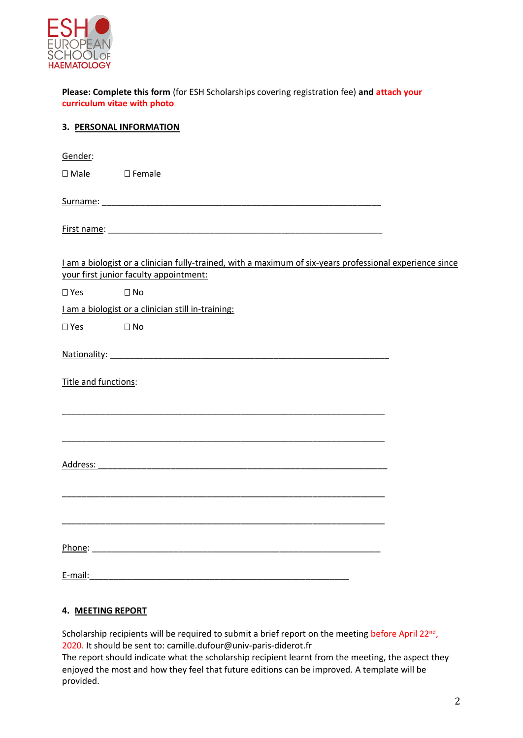**Please: Complete this form** (for ESH Scholarships covering registration fee) **and attach your curriculum vitae with photo**

### 3. PERSONAL INFORMATION

Gender:

☐ Male ☐ Female

Surname: ___________________________________________________________

First name: _________________________________________________________

I am a biologist or a clinician fully-trained, with a maximum of six-years professional experience since your first junior faculty appointment:

☐ Yes ☐ No

I am a biologist or a clinician still in-training:

☐ Yes ☐ No

Nationality: _________________________________________________________

Title and functions:

_______________________________________________________________________

_______________________________________________________________________

Address: ____________________________________________________________

_______________________________________________________________________

_______________________________________________________________________

Phone: _____________________________________________________________

E-mail: _____________________________________________________

### 4. MEETING REPORT

Scholarship recipients will be required to submit a brief report on the meeting before April 22nd, 2020. It should be sent to: camille.dufour@univ-paris-diderot.fr
The report should indicate what the scholarship recipient learnt from the meeting, the aspect they enjoyed the most and how they feel that future editions can be improved. A template will be provided.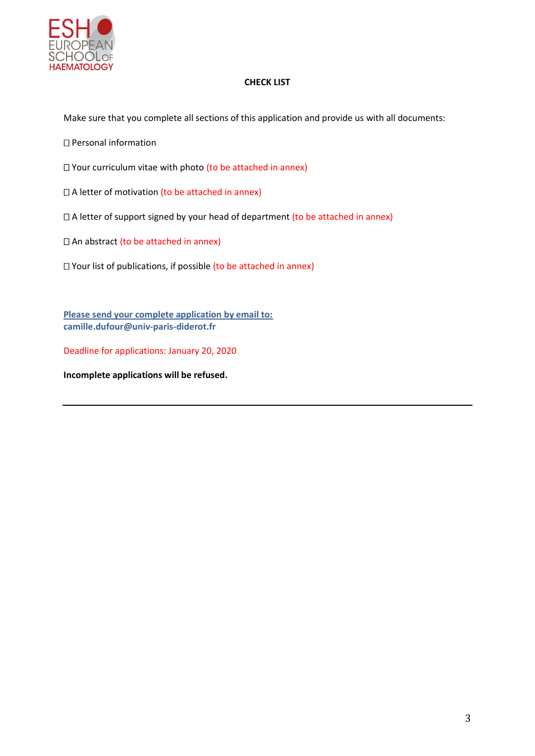**CHECK LIST**

Make sure that you complete all sections of this application and provide us with all documents:

- ☐ Personal information
- ☐ Your curriculum vitae with photo (to be attached in annex)
- ☐ A letter of motivation (to be attached in annex)
- ☐ A letter of support signed by your head of department (to be attached in annex)
- ☐ An abstract (to be attached in annex)
- ☐ Your list of publications, if possible (to be attached in annex)

**Please send your complete application by email to:**
**camille.dufour@univ-paris-diderot.fr**

Deadline for applications: January 20, 2020

**Incomplete applications will be refused.**

---